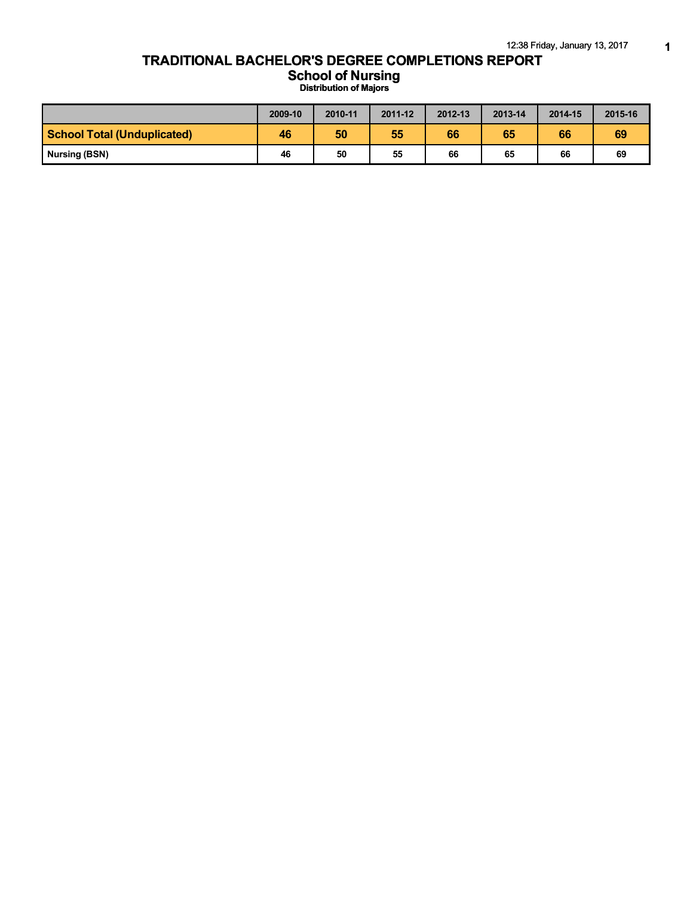# TRADITIONAL BACHELOR'S DEGREE COMPLETIONS REPORT

## School of Nursing

### Distribution of Majors

| | 2009-10 | 2010-11 | 2011-12 | 2012-13 | 2013-14 | 2014-15 | 2015-16 |
|---|---|---|---|---|---|---|---|
| **School Total (Unduplicated)** | **46** | **50** | **55** | **66** | **65** | **66** | **69** |
| Nursing (BSN) | 46 | 50 | 55 | 66 | 65 | 66 | 69 |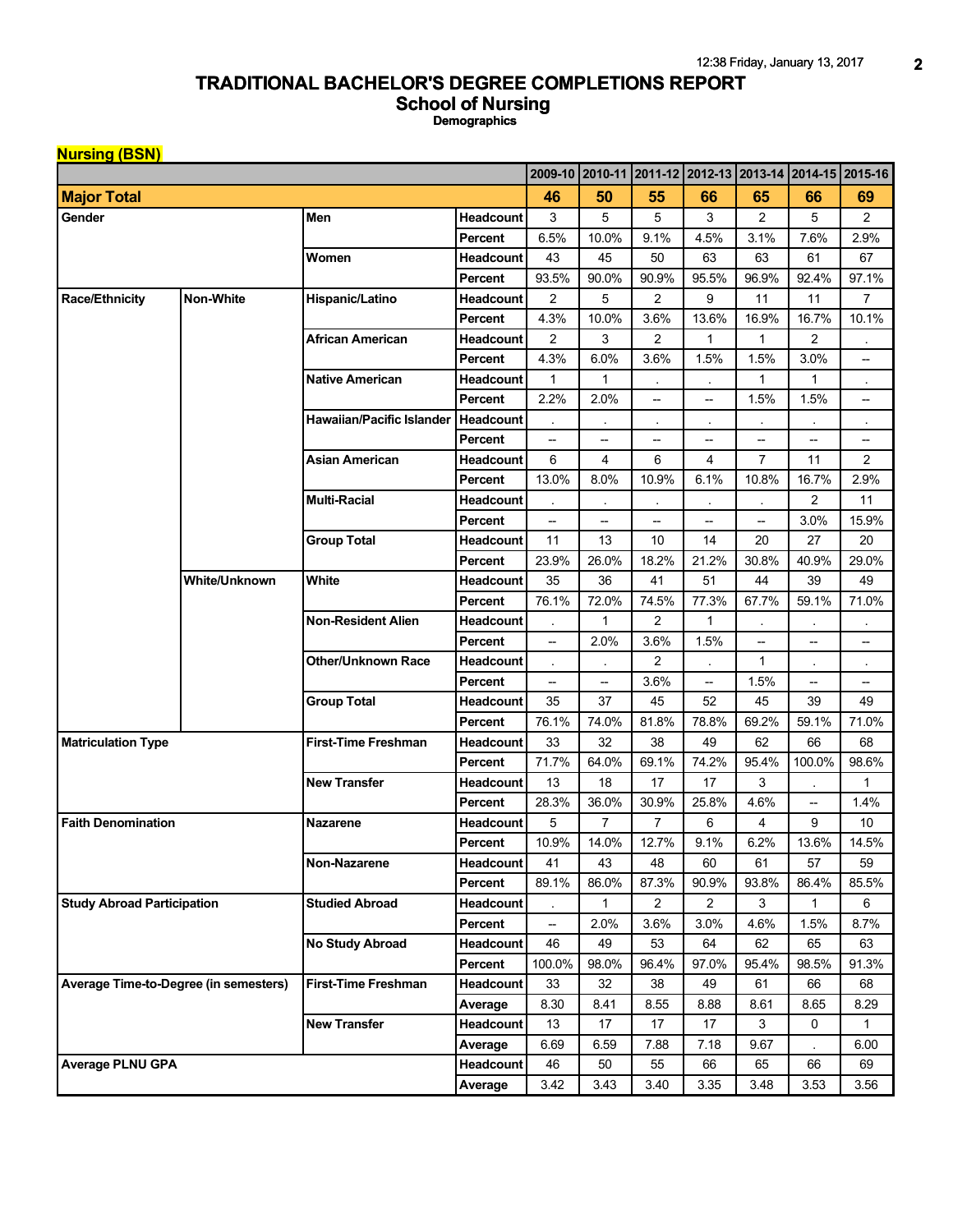# TRADITIONAL BACHELOR'S DEGREE COMPLETIONS REPORT

## School of Nursing

### Demographics

**Nursing (BSN)**

| | | | | 2009-10 | 2010-11 | 2011-12 | 2012-13 | 2013-14 | 2014-15 | 2015-16 |
|---|---|---|---|---|---|---|---|---|---|---|
| **Major Total** | | | | **46** | **50** | **55** | **66** | **65** | **66** | **69** |
| Gender | | Men | Headcount | 3 | 5 | 5 | 3 | 2 | 5 | 2 |
| | | | Percent | 6.5% | 10.0% | 9.1% | 4.5% | 3.1% | 7.6% | 2.9% |
| | | Women | Headcount | 43 | 45 | 50 | 63 | 63 | 61 | 67 |
| | | | Percent | 93.5% | 90.0% | 90.9% | 95.5% | 96.9% | 92.4% | 97.1% |
| Race/Ethnicity | Non-White | Hispanic/Latino | Headcount | 2 | 5 | 2 | 9 | 11 | 11 | 7 |
| | | | Percent | 4.3% | 10.0% | 3.6% | 13.6% | 16.9% | 16.7% | 10.1% |
| | | African American | Headcount | 2 | 3 | 2 | 1 | 1 | 2 | . |
| | | | Percent | 4.3% | 6.0% | 3.6% | 1.5% | 1.5% | 3.0% | -- |
| | | Native American | Headcount | 1 | 1 | . | . | 1 | 1 | . |
| | | | Percent | 2.2% | 2.0% | -- | -- | 1.5% | 1.5% | -- |
| | | Hawaiian/Pacific Islander | Headcount | . | . | . | . | . | . | . |
| | | | Percent | -- | -- | -- | -- | -- | -- | -- |
| | | Asian American | Headcount | 6 | 4 | 6 | 4 | 7 | 11 | 2 |
| | | | Percent | 13.0% | 8.0% | 10.9% | 6.1% | 10.8% | 16.7% | 2.9% |
| | | Multi-Racial | Headcount | . | . | . | . | . | 2 | 11 |
| | | | Percent | -- | -- | -- | -- | -- | 3.0% | 15.9% |
| | | Group Total | Headcount | 11 | 13 | 10 | 14 | 20 | 27 | 20 |
| | | | Percent | 23.9% | 26.0% | 18.2% | 21.2% | 30.8% | 40.9% | 29.0% |
| | White/Unknown | White | Headcount | 35 | 36 | 41 | 51 | 44 | 39 | 49 |
| | | | Percent | 76.1% | 72.0% | 74.5% | 77.3% | 67.7% | 59.1% | 71.0% |
| | | Non-Resident Alien | Headcount | . | 1 | 2 | 1 | . | . | . |
| | | | Percent | -- | 2.0% | 3.6% | 1.5% | -- | -- | -- |
| | | Other/Unknown Race | Headcount | . | . | 2 | . | 1 | . | . |
| | | | Percent | -- | -- | 3.6% | -- | 1.5% | -- | -- |
| | | Group Total | Headcount | 35 | 37 | 45 | 52 | 45 | 39 | 49 |
| | | | Percent | 76.1% | 74.0% | 81.8% | 78.8% | 69.2% | 59.1% | 71.0% |
| Matriculation Type | | First-Time Freshman | Headcount | 33 | 32 | 38 | 49 | 62 | 66 | 68 |
| | | | Percent | 71.7% | 64.0% | 69.1% | 74.2% | 95.4% | 100.0% | 98.6% |
| | | New Transfer | Headcount | 13 | 18 | 17 | 17 | 3 | . | 1 |
| | | | Percent | 28.3% | 36.0% | 30.9% | 25.8% | 4.6% | -- | 1.4% |
| Faith Denomination | | Nazarene | Headcount | 5 | 7 | 7 | 6 | 4 | 9 | 10 |
| | | | Percent | 10.9% | 14.0% | 12.7% | 9.1% | 6.2% | 13.6% | 14.5% |
| | | Non-Nazarene | Headcount | 41 | 43 | 48 | 60 | 61 | 57 | 59 |
| | | | Percent | 89.1% | 86.0% | 87.3% | 90.9% | 93.8% | 86.4% | 85.5% |
| Study Abroad Participation | | Studied Abroad | Headcount | . | 1 | 2 | 2 | 3 | 1 | 6 |
| | | | Percent | -- | 2.0% | 3.6% | 3.0% | 4.6% | 1.5% | 8.7% |
| | | No Study Abroad | Headcount | 46 | 49 | 53 | 64 | 62 | 65 | 63 |
| | | | Percent | 100.0% | 98.0% | 96.4% | 97.0% | 95.4% | 98.5% | 91.3% |
| Average Time-to-Degree (in semesters) | | First-Time Freshman | Headcount | 33 | 32 | 38 | 49 | 61 | 66 | 68 |
| | | | Average | 8.30 | 8.41 | 8.55 | 8.88 | 8.61 | 8.65 | 8.29 |
| | | New Transfer | Headcount | 13 | 17 | 17 | 17 | 3 | 0 | 1 |
| | | | Average | 6.69 | 6.59 | 7.88 | 7.18 | 9.67 | . | 6.00 |
| Average PLNU GPA | | | Headcount | 46 | 50 | 55 | 66 | 65 | 66 | 69 |
| | | | Average | 3.42 | 3.43 | 3.40 | 3.35 | 3.48 | 3.53 | 3.56 |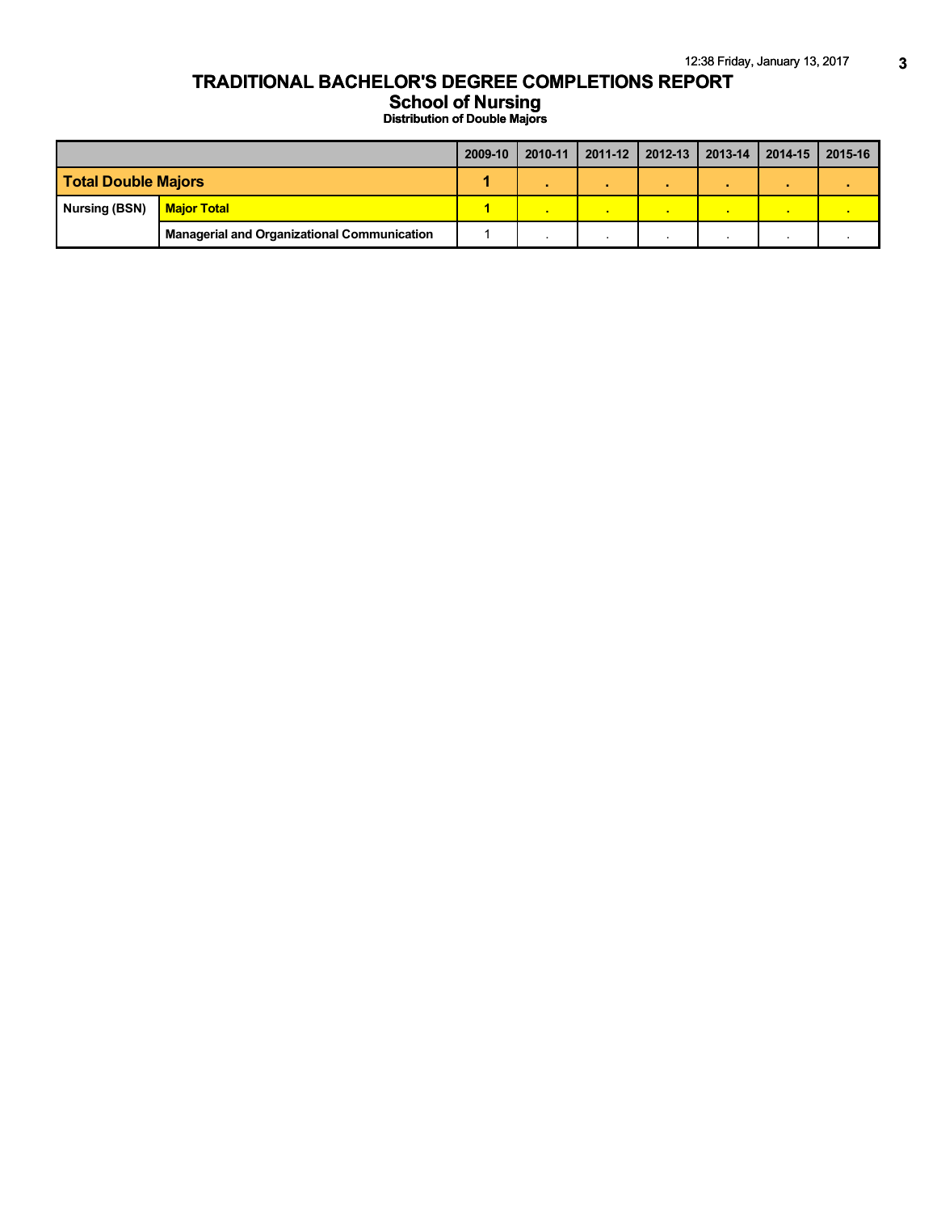# TRADITIONAL BACHELOR'S DEGREE COMPLETIONS REPORT
## School of Nursing
### Distribution of Double Majors

| | | 2009-10 | 2010-11 | 2011-12 | 2012-13 | 2013-14 | 2014-15 | 2015-16 |
|---|---|---|---|---|---|---|---|---|
| **Total Double Majors** | | **1** | **.** | **.** | **.** | **.** | **.** | **.** |
| **Nursing (BSN)** | **Major Total** | **1** | **.** | **.** | **.** | **.** | **.** | **.** |
| | **Managerial and Organizational Communication** | 1 | . | . | . | . | . | . |